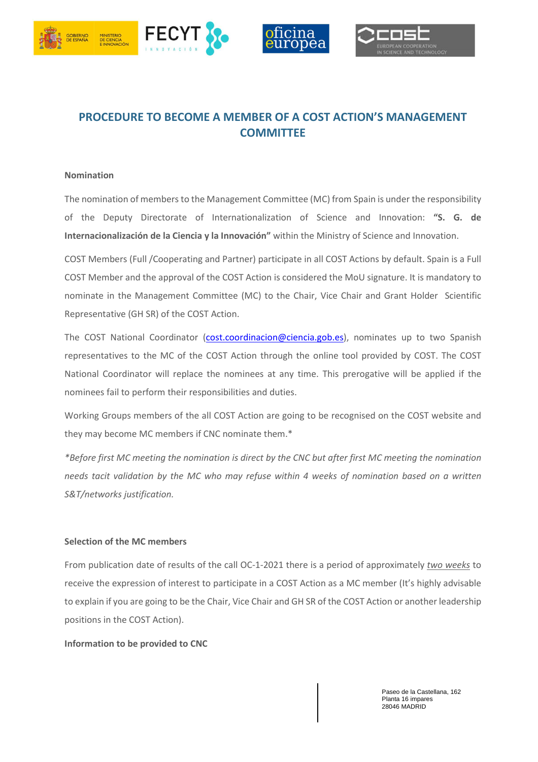# PROCEDURE TO BECOME A MEMBER OF A COST ACTION'S MANAGEMENT COMMITTEE

**Nomination**

The nomination of members to the Management Committee (MC) from Spain is under the responsibility of the Deputy Directorate of Internationalization of Science and Innovation: **"S. G. de Internacionalización de la Ciencia y la Innovación"** within the Ministry of Science and Innovation.

COST Members (Full /Cooperating and Partner) participate in all COST Actions by default. Spain is a Full COST Member and the approval of the COST Action is considered the MoU signature. It is mandatory to nominate in the Management Committee (MC) to the Chair, Vice Chair and Grant Holder Scientific Representative (GH SR) of the COST Action.

The COST National Coordinator (cost.coordinacion@ciencia.gob.es), nominates up to two Spanish representatives to the MC of the COST Action through the online tool provided by COST. The COST National Coordinator will replace the nominees at any time. This prerogative will be applied if the nominees fail to perform their responsibilities and duties.

Working Groups members of the all COST Action are going to be recognised on the COST website and they may become MC members if CNC nominate them.*

*\*Before first MC meeting the nomination is direct by the CNC but after first MC meeting the nomination needs tacit validation by the MC who may refuse within 4 weeks of nomination based on a written S&T/networks justification.*

**Selection of the MC members**

From publication date of results of the call OC-1-2021 there is a period of approximately *two weeks* to receive the expression of interest to participate in a COST Action as a MC member (It's highly advisable to explain if you are going to be the Chair, Vice Chair and GH SR of the COST Action or another leadership positions in the COST Action).

**Information to be provided to CNC**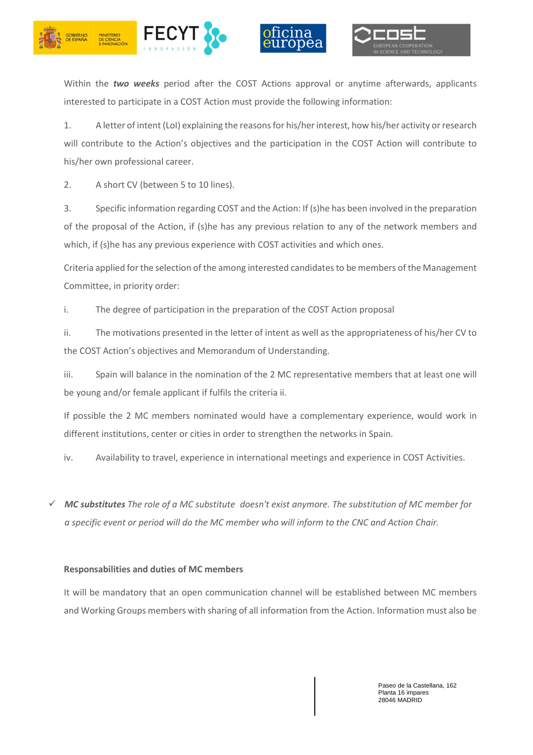Within the ***two weeks*** period after the COST Actions approval or anytime afterwards, applicants interested to participate in a COST Action must provide the following information:

1. A letter of intent (LoI) explaining the reasons for his/her interest, how his/her activity or research will contribute to the Action's objectives and the participation in the COST Action will contribute to his/her own professional career.

2. A short CV (between 5 to 10 lines).

3. Specific information regarding COST and the Action: If (s)he has been involved in the preparation of the proposal of the Action, if (s)he has any previous relation to any of the network members and which, if (s)he has any previous experience with COST activities and which ones.

Criteria applied for the selection of the among interested candidates to be members of the Management Committee, in priority order:

i. The degree of participation in the preparation of the COST Action proposal

ii. The motivations presented in the letter of intent as well as the appropriateness of his/her CV to the COST Action's objectives and Memorandum of Understanding.

iii. Spain will balance in the nomination of the 2 MC representative members that at least one will be young and/or female applicant if fulfils the criteria ii.

If possible the 2 MC members nominated would have a complementary experience, would work in different institutions, center or cities in order to strengthen the networks in Spain.

iv. Availability to travel, experience in international meetings and experience in COST Activities.

✓ ***MC substitutes*** *The role of a MC substitute doesn't exist anymore. The substitution of MC member for a specific event or period will do the MC member who will inform to the CNC and Action Chair.*

**Responsabilities and duties of MC members**

It will be mandatory that an open communication channel will be established between MC members and Working Groups members with sharing of all information from the Action. Information must also be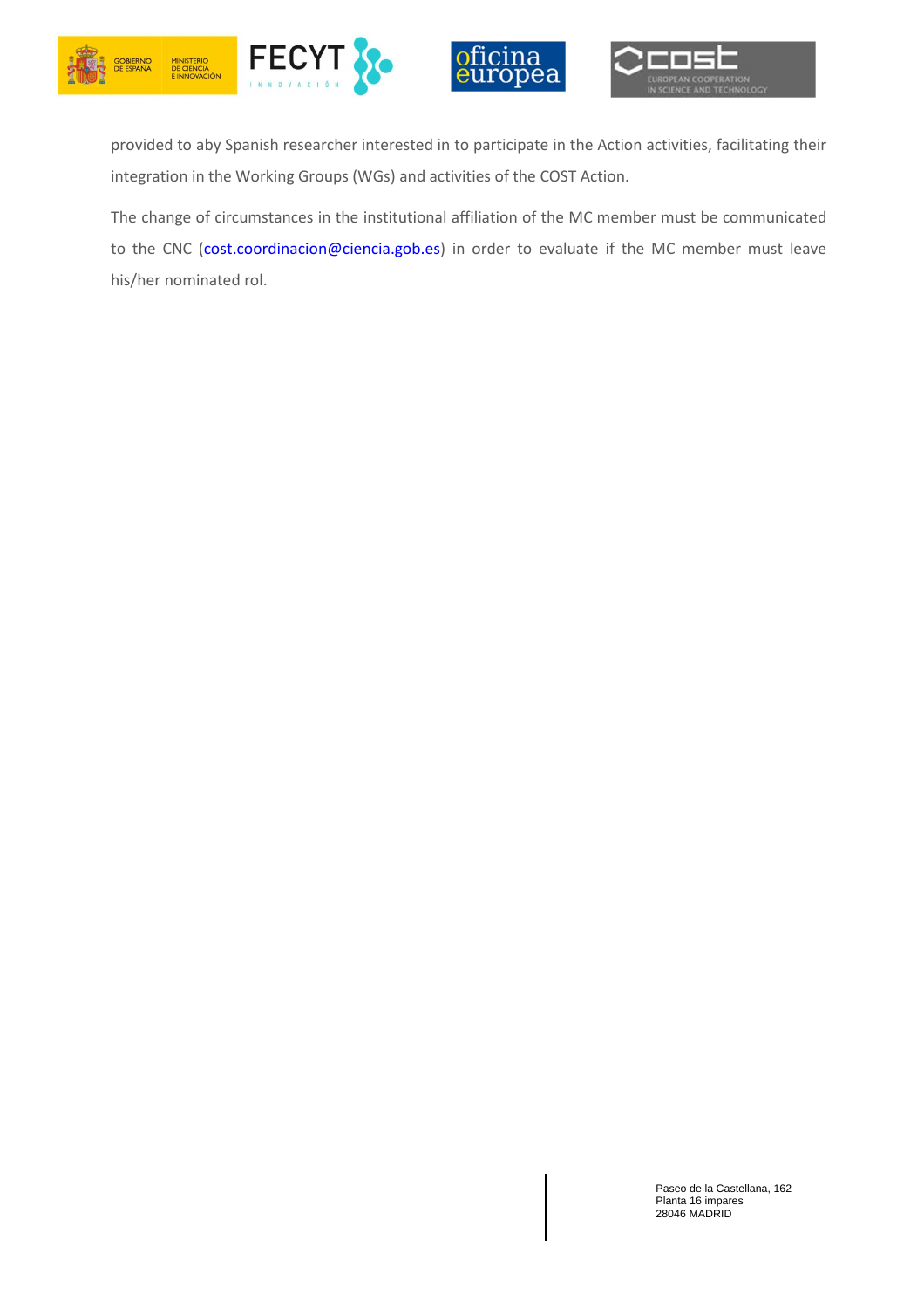provided to aby Spanish researcher interested in to participate in the Action activities, facilitating their integration in the Working Groups (WGs) and activities of the COST Action.

The change of circumstances in the institutional affiliation of the MC member must be communicated to the CNC (cost.coordinacion@ciencia.gob.es) in order to evaluate if the MC member must leave his/her nominated rol.